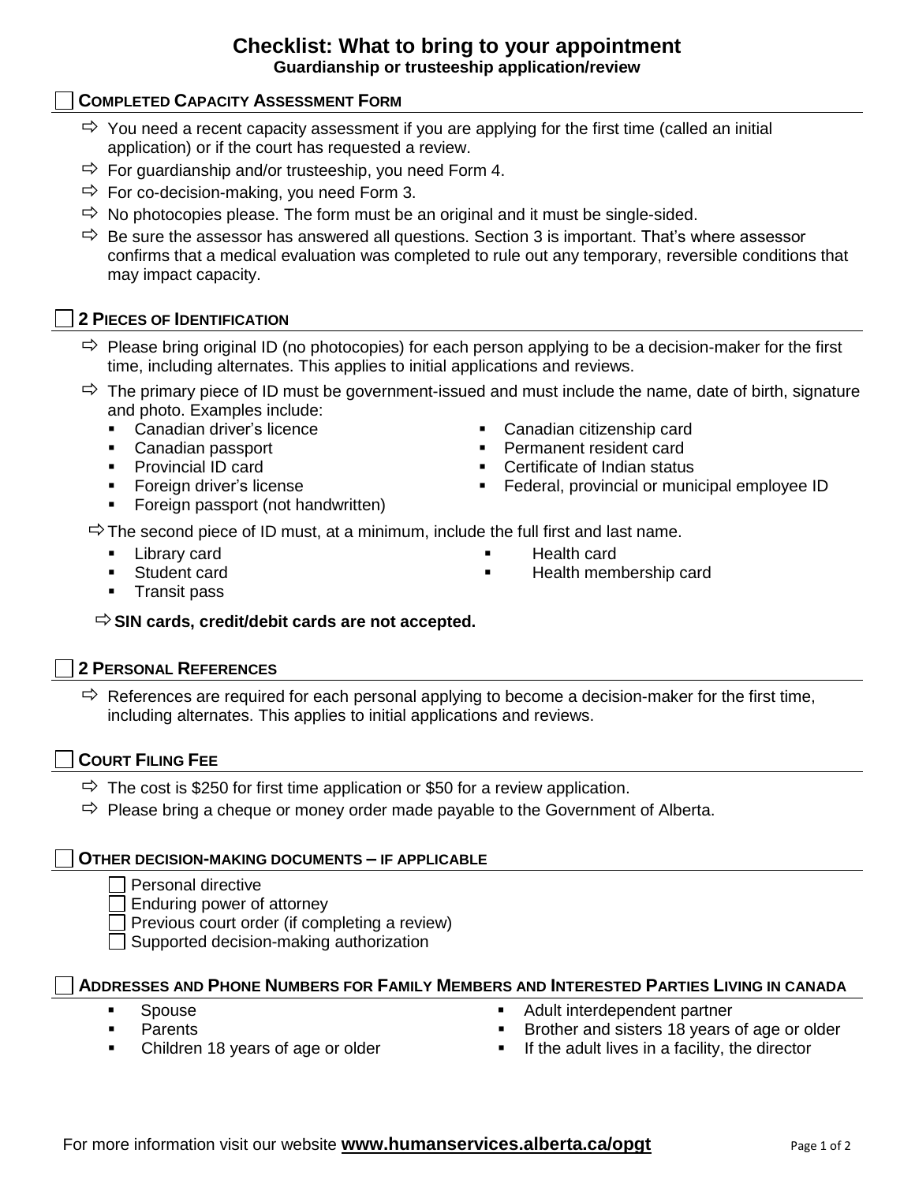# Checklist: What to bring to your appointment

**Guardianship or trusteeship application/review**

## ☐ COMPLETED CAPACITY ASSESSMENT FORM

- ⇨ You need a recent capacity assessment if you are applying for the first time (called an initial application) or if the court has requested a review.
- ⇨ For guardianship and/or trusteeship, you need Form 4.
- ⇨ For co-decision-making, you need Form 3.
- ⇨ No photocopies please. The form must be an original and it must be single-sided.
- ⇨ Be sure the assessor has answered all questions. Section 3 is important. That's where assessor confirms that a medical evaluation was completed to rule out any temporary, reversible conditions that may impact capacity.

## ☐ 2 PIECES OF IDENTIFICATION

- ⇨ Please bring original ID (no photocopies) for each person applying to be a decision-maker for the first time, including alternates. This applies to initial applications and reviews.
- ⇨ The primary piece of ID must be government-issued and must include the name, date of birth, signature and photo. Examples include:
  - Canadian driver's licence
  - Canadian passport
  - Provincial ID card
  - Foreign driver's license
  - Foreign passport (not handwritten)
  - Canadian citizenship card
  - Permanent resident card
  - Certificate of Indian status
  - Federal, provincial or municipal employee ID
- ⇨ The second piece of ID must, at a minimum, include the full first and last name.
  - Library card
  - Student card
  - Transit pass
  - Health card
  - Health membership card
- ⇨ **SIN cards, credit/debit cards are not accepted.**

## ☐ 2 PERSONAL REFERENCES

- ⇨ References are required for each personal applying to become a decision-maker for the first time, including alternates. This applies to initial applications and reviews.

## ☐ COURT FILING FEE

- ⇨ The cost is $250 for first time application or $50 for a review application.
- ⇨ Please bring a cheque or money order made payable to the Government of Alberta.

## ☐ OTHER DECISION-MAKING DOCUMENTS – IF APPLICABLE

- ☐ Personal directive
- ☐ Enduring power of attorney
- ☐ Previous court order (if completing a review)
- ☐ Supported decision-making authorization

## ☐ ADDRESSES AND PHONE NUMBERS FOR FAMILY MEMBERS AND INTERESTED PARTIES LIVING IN CANADA

- Spouse
- Parents
- Children 18 years of age or older
- Adult interdependent partner
- Brother and sisters 18 years of age or older
- If the adult lives in a facility, the director

For more information visit our website **www.humanservices.alberta.ca/opgt**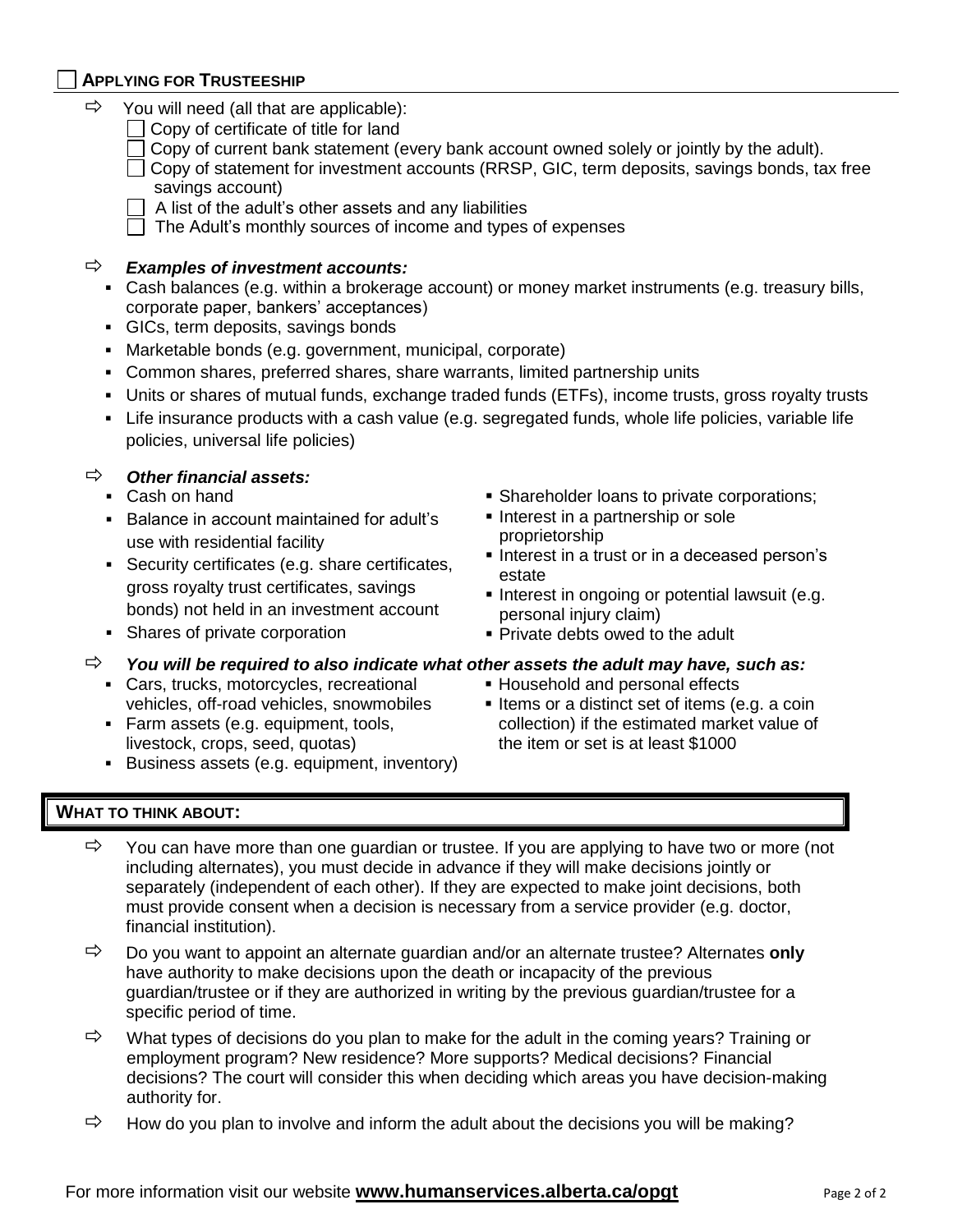## ☐ Applying for Trusteeship

⇨ You will need (all that are applicable):

- ☐ Copy of certificate of title for land
- ☐ Copy of current bank statement (every bank account owned solely or jointly by the adult).
- ☐ Copy of statement for investment accounts (RRSP, GIC, term deposits, savings bonds, tax free savings account)
- ☐ A list of the adult's other assets and any liabilities
- ☐ The Adult's monthly sources of income and types of expenses

⇨ ***Examples of investment accounts:***

- Cash balances (e.g. within a brokerage account) or money market instruments (e.g. treasury bills, corporate paper, bankers' acceptances)
- GICs, term deposits, savings bonds
- Marketable bonds (e.g. government, municipal, corporate)
- Common shares, preferred shares, share warrants, limited partnership units
- Units or shares of mutual funds, exchange traded funds (ETFs), income trusts, gross royalty trusts
- Life insurance products with a cash value (e.g. segregated funds, whole life policies, variable life policies, universal life policies)

⇨ ***Other financial assets:***

- Cash on hand
- Balance in account maintained for adult's use with residential facility
- Security certificates (e.g. share certificates, gross royalty trust certificates, savings bonds) not held in an investment account
- Shares of private corporation
- Shareholder loans to private corporations;
- Interest in a partnership or sole proprietorship
- Interest in a trust or in a deceased person's estate
- Interest in ongoing or potential lawsuit (e.g. personal injury claim)
- Private debts owed to the adult

⇨ ***You will be required to also indicate what other assets the adult may have, such as:***

- Cars, trucks, motorcycles, recreational vehicles, off-road vehicles, snowmobiles
- Farm assets (e.g. equipment, tools, livestock, crops, seed, quotas)
- Business assets (e.g. equipment, inventory)
- Household and personal effects
- Items or a distinct set of items (e.g. a coin collection) if the estimated market value of the item or set is at least $1000

## What to think about:

⇨ You can have more than one guardian or trustee. If you are applying to have two or more (not including alternates), you must decide in advance if they will make decisions jointly or separately (independent of each other). If they are expected to make joint decisions, both must provide consent when a decision is necessary from a service provider (e.g. doctor, financial institution).

⇨ Do you want to appoint an alternate guardian and/or an alternate trustee? Alternates **only** have authority to make decisions upon the death or incapacity of the previous guardian/trustee or if they are authorized in writing by the previous guardian/trustee for a specific period of time.

⇨ What types of decisions do you plan to make for the adult in the coming years? Training or employment program? New residence? More supports? Medical decisions? Financial decisions? The court will consider this when deciding which areas you have decision-making authority for.

⇨ How do you plan to involve and inform the adult about the decisions you will be making?

For more information visit our website **www.humanservices.alberta.ca/opgt**